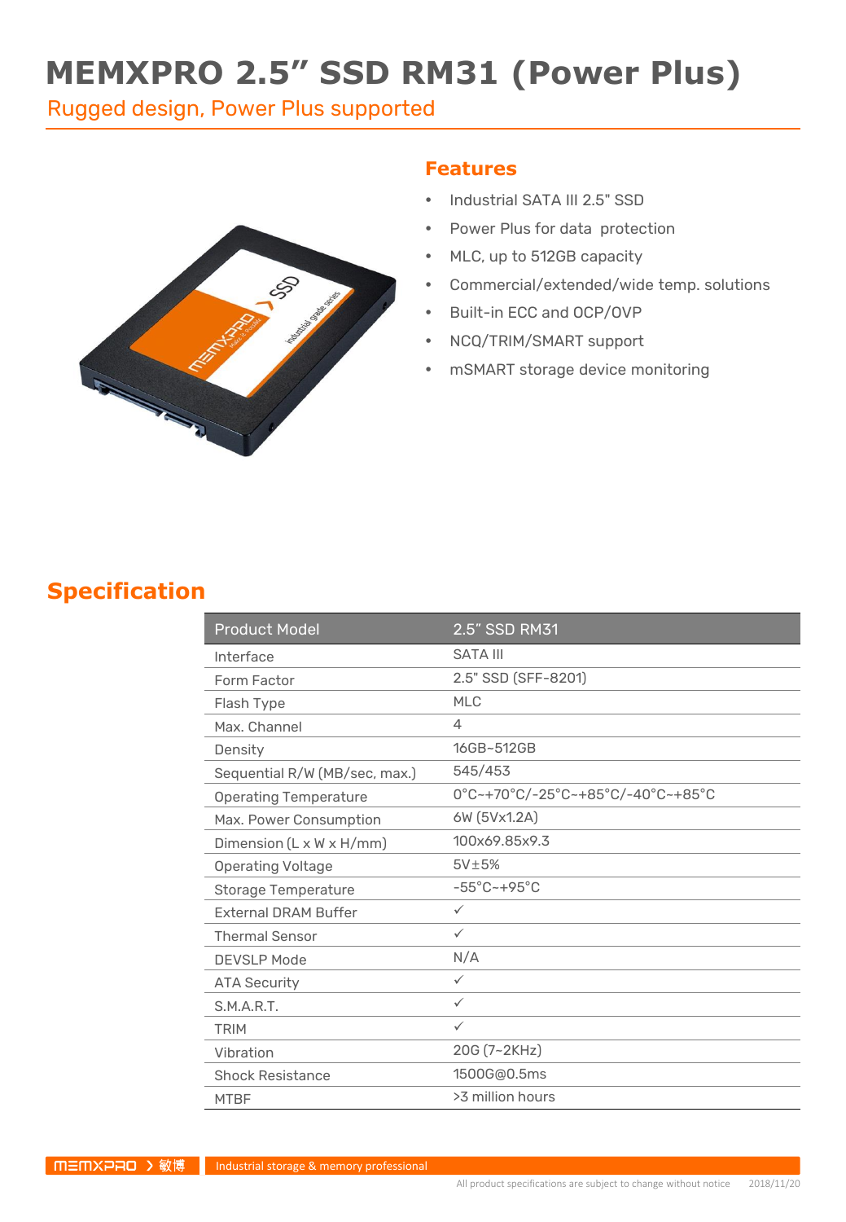# MEMXPRO 2.5" SSD RM31 (Power Plus)

Rugged design, Power Plus supported

## Features

- Industrial SATA III 2.5" SSD
- Power Plus for data protection
- MLC, up to 512GB capacity
- Commercial/extended/wide temp. solutions
- Built-in ECC and OCP/OVP
- NCQ/TRIM/SMART support
- mSMART storage device monitoring

## Specification

| Product Model | 2.5" SSD RM31 |
|---|---|
| Interface | SATA III |
| Form Factor | 2.5" SSD (SFF-8201) |
| Flash Type | MLC |
| Max. Channel | 4 |
| Density | 16GB~512GB |
| Sequential R/W (MB/sec, max.) | 545/453 |
| Operating Temperature | 0°C~+70°C/-25°C~+85°C/-40°C~+85°C |
| Max. Power Consumption | 6W (5Vx1.2A) |
| Dimension (L x W x H/mm) | 100x69.85x9.3 |
| Operating Voltage | 5V±5% |
| Storage Temperature | -55°C~+95°C |
| External DRAM Buffer | ✓ |
| Thermal Sensor | ✓ |
| DEVSLP Mode | N/A |
| ATA Security | ✓ |
| S.M.A.R.T. | ✓ |
| TRIM | ✓ |
| Vibration | 20G (7~2KHz) |
| Shock Resistance | 1500G@0.5ms |
| MTBF | >3 million hours |

MEMXPRO 敏博 Industrial storage & memory professional

All product specifications are subject to change without notice 2018/11/20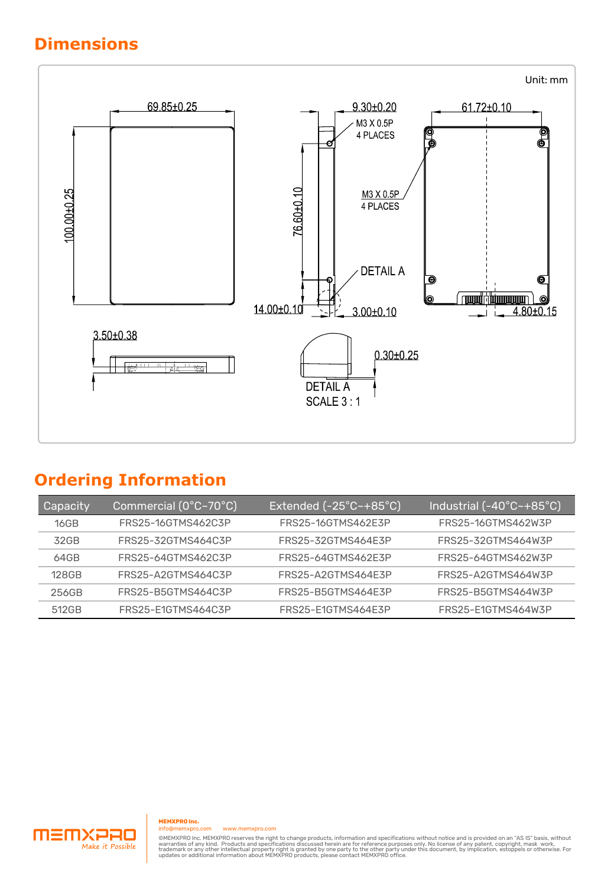## Dimensions

Unit: mm

69.85±0.25

100.00±0.25

9.30±0.20

M3 X 0.5P
4 PLACES

76.60±0.10

M3 X 0.5P
4 PLACES

DETAIL A

14.00±0.10

3.00±0.10

61.72±0.10

4.80±0.15

3.50±0.38

0.30±0.25

DETAIL A
SCALE 3 : 1

## Ordering Information

| Capacity | Commercial (0°C~70°C) | Extended (-25°C~+85°C) | Industrial (-40°C~+85°C) |
|---|---|---|---|
| 16GB | FRS25-16GTMS462C3P | FRS25-16GTMS462E3P | FRS25-16GTMS462W3P |
| 32GB | FRS25-32GTMS464C3P | FRS25-32GTMS464E3P | FRS25-32GTMS464W3P |
| 64GB | FRS25-64GTMS462C3P | FRS25-64GTMS462E3P | FRS25-64GTMS462W3P |
| 128GB | FRS25-A2GTMS464C3P | FRS25-A2GTMS464E3P | FRS25-A2GTMS464W3P |
| 256GB | FRS25-B5GTMS464C3P | FRS25-B5GTMS464E3P | FRS25-B5GTMS464W3P |
| 512GB | FRS25-E1GTMS464C3P | FRS25-E1GTMS464E3P | FRS25-E1GTMS464W3P |

MEMXPRO
*Make it Possible*

**MEMXPRO Inc.**
info@memxpro.com www.memxpro.com

©MEMXPRO Inc. MEMXPRO reserves the right to change products, information and specifications without notice and is provided on an "AS IS" basis, without warranties of any kind. Products and specifications discussed herein are for reference purposes only. No license of any patent, copyright, mask work, trademark or any other intellectual property right is granted by one party to the other party under this document, by implication, estoppels or otherwise. For updates or additional information about MEMXPRO products, please contact MEMXPRO office.